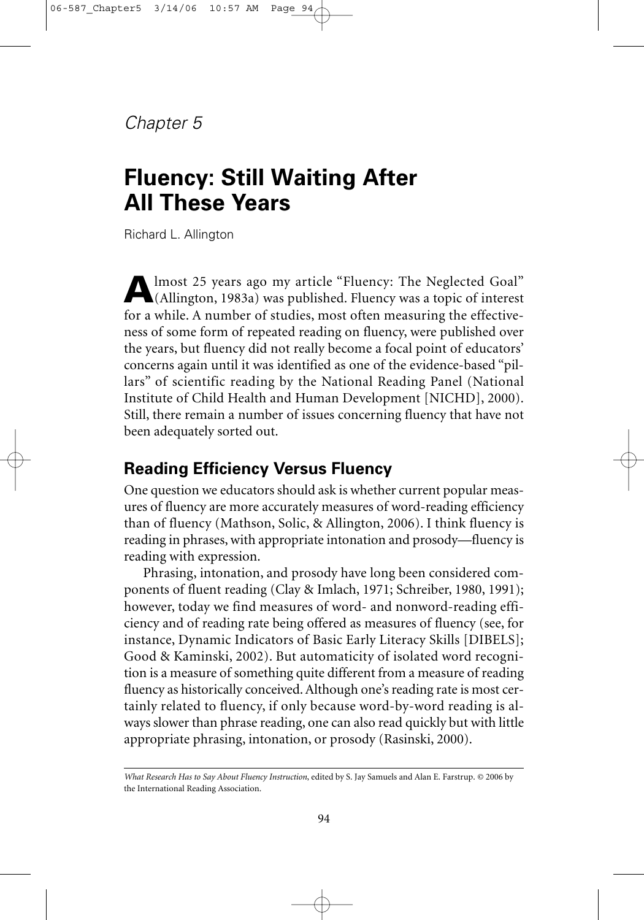*Chapter 5*

# Fluency: Still Waiting After All These Years

Richard L. Allington

Almost 25 years ago my article "Fluency: The Neglected Goal" (Allington, 1983a) was published. Fluency was a topic of interest for a while. A number of studies, most often measuring the effectiveness of some form of repeated reading on fluency, were published over the years, but fluency did not really become a focal point of educators' concerns again until it was identified as one of the evidence-based "pillars" of scientific reading by the National Reading Panel (National Institute of Child Health and Human Development [NICHD], 2000). Still, there remain a number of issues concerning fluency that have not been adequately sorted out.

## Reading Efficiency Versus Fluency

One question we educators should ask is whether current popular measures of fluency are more accurately measures of word-reading efficiency than of fluency (Mathson, Solic, & Allington, 2006). I think fluency is reading in phrases, with appropriate intonation and prosody—fluency is reading with expression.

Phrasing, intonation, and prosody have long been considered components of fluent reading (Clay & Imlach, 1971; Schreiber, 1980, 1991); however, today we find measures of word- and nonword-reading efficiency and of reading rate being offered as measures of fluency (see, for instance, Dynamic Indicators of Basic Early Literacy Skills [DIBELS]; Good & Kaminski, 2002). But automaticity of isolated word recognition is a measure of something quite different from a measure of reading fluency as historically conceived. Although one's reading rate is most certainly related to fluency, if only because word-by-word reading is always slower than phrase reading, one can also read quickly but with little appropriate phrasing, intonation, or prosody (Rasinski, 2000).

*What Research Has to Say About Fluency Instruction*, edited by S. Jay Samuels and Alan E. Farstrup. © 2006 by the International Reading Association.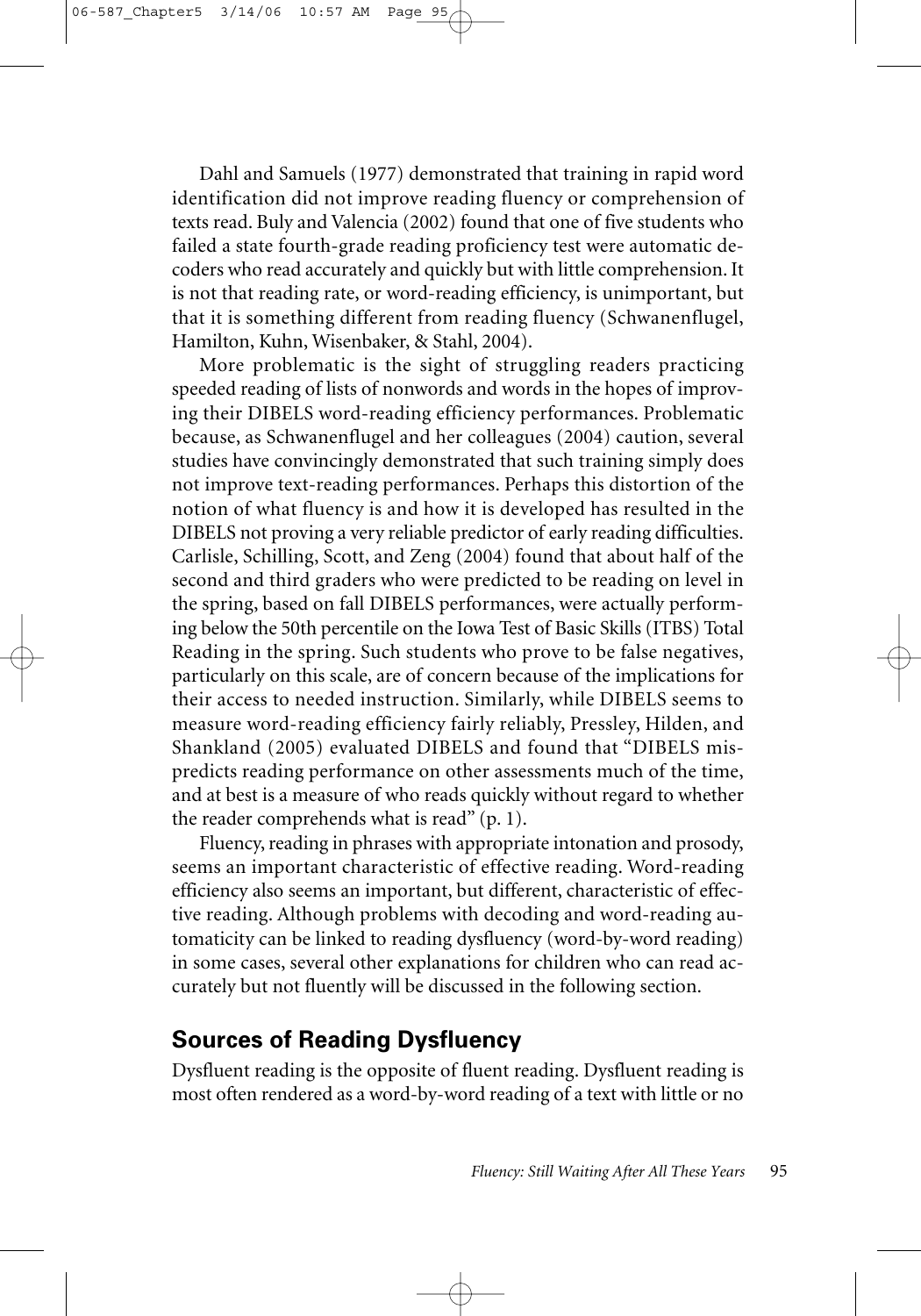Dahl and Samuels (1977) demonstrated that training in rapid word identification did not improve reading fluency or comprehension of texts read. Buly and Valencia (2002) found that one of five students who failed a state fourth-grade reading proficiency test were automatic decoders who read accurately and quickly but with little comprehension. It is not that reading rate, or word-reading efficiency, is unimportant, but that it is something different from reading fluency (Schwanenflugel, Hamilton, Kuhn, Wisenbaker, & Stahl, 2004).

More problematic is the sight of struggling readers practicing speeded reading of lists of nonwords and words in the hopes of improving their DIBELS word-reading efficiency performances. Problematic because, as Schwanenflugel and her colleagues (2004) caution, several studies have convincingly demonstrated that such training simply does not improve text-reading performances. Perhaps this distortion of the notion of what fluency is and how it is developed has resulted in the DIBELS not proving a very reliable predictor of early reading difficulties. Carlisle, Schilling, Scott, and Zeng (2004) found that about half of the second and third graders who were predicted to be reading on level in the spring, based on fall DIBELS performances, were actually performing below the 50th percentile on the Iowa Test of Basic Skills (ITBS) Total Reading in the spring. Such students who prove to be false negatives, particularly on this scale, are of concern because of the implications for their access to needed instruction. Similarly, while DIBELS seems to measure word-reading efficiency fairly reliably, Pressley, Hilden, and Shankland (2005) evaluated DIBELS and found that "DIBELS mispredicts reading performance on other assessments much of the time, and at best is a measure of who reads quickly without regard to whether the reader comprehends what is read" (p. 1).

Fluency, reading in phrases with appropriate intonation and prosody, seems an important characteristic of effective reading. Word-reading efficiency also seems an important, but different, characteristic of effective reading. Although problems with decoding and word-reading automaticity can be linked to reading dysfluency (word-by-word reading) in some cases, several other explanations for children who can read accurately but not fluently will be discussed in the following section.

## Sources of Reading Dysfluency

Dysfluent reading is the opposite of fluent reading. Dysfluent reading is most often rendered as a word-by-word reading of a text with little or no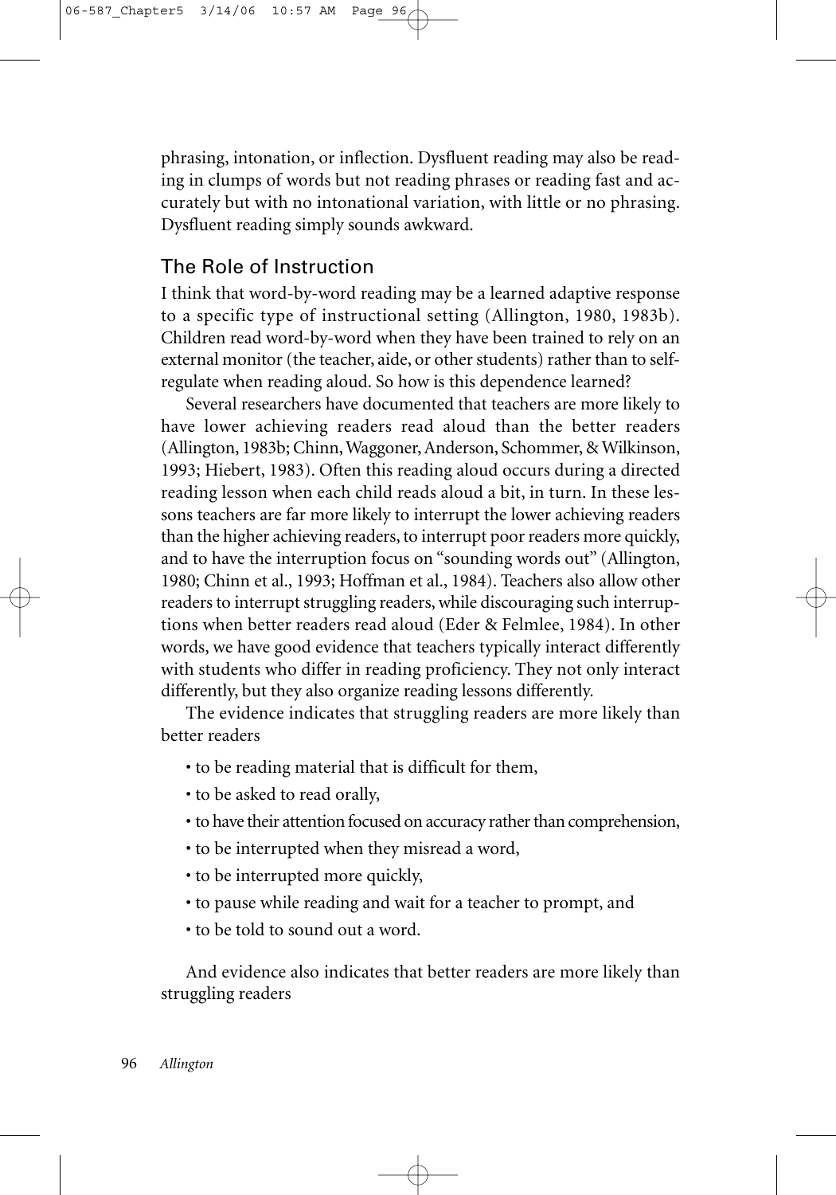phrasing, intonation, or inflection. Dysfluent reading may also be reading in clumps of words but not reading phrases or reading fast and accurately but with no intonational variation, with little or no phrasing. Dysfluent reading simply sounds awkward.

## The Role of Instruction

I think that word-by-word reading may be a learned adaptive response to a specific type of instructional setting (Allington, 1980, 1983b). Children read word-by-word when they have been trained to rely on an external monitor (the teacher, aide, or other students) rather than to self-regulate when reading aloud. So how is this dependence learned?

Several researchers have documented that teachers are more likely to have lower achieving readers read aloud than the better readers (Allington, 1983b; Chinn, Waggoner, Anderson, Schommer, & Wilkinson, 1993; Hiebert, 1983). Often this reading aloud occurs during a directed reading lesson when each child reads aloud a bit, in turn. In these lessons teachers are far more likely to interrupt the lower achieving readers than the higher achieving readers, to interrupt poor readers more quickly, and to have the interruption focus on "sounding words out" (Allington, 1980; Chinn et al., 1993; Hoffman et al., 1984). Teachers also allow other readers to interrupt struggling readers, while discouraging such interruptions when better readers read aloud (Eder & Felmlee, 1984). In other words, we have good evidence that teachers typically interact differently with students who differ in reading proficiency. They not only interact differently, but they also organize reading lessons differently.

The evidence indicates that struggling readers are more likely than better readers

- to be reading material that is difficult for them,
- to be asked to read orally,
- to have their attention focused on accuracy rather than comprehension,
- to be interrupted when they misread a word,
- to be interrupted more quickly,
- to pause while reading and wait for a teacher to prompt, and
- to be told to sound out a word.

And evidence also indicates that better readers are more likely than struggling readers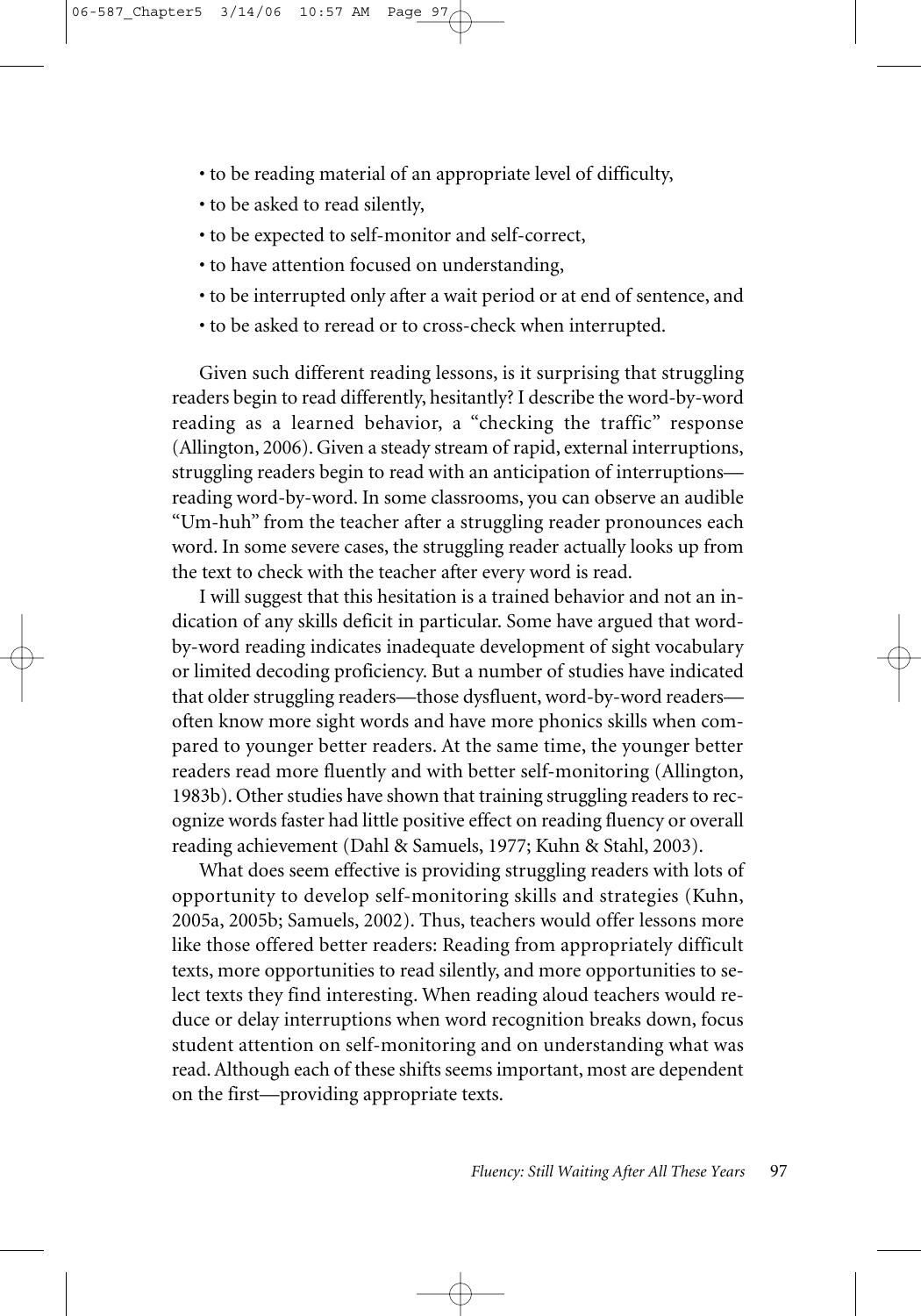- to be reading material of an appropriate level of difficulty,
- to be asked to read silently,
- to be expected to self-monitor and self-correct,
- to have attention focused on understanding,
- to be interrupted only after a wait period or at end of sentence, and
- to be asked to reread or to cross-check when interrupted.

Given such different reading lessons, is it surprising that struggling readers begin to read differently, hesitantly? I describe the word-by-word reading as a learned behavior, a "checking the traffic" response (Allington, 2006). Given a steady stream of rapid, external interruptions, struggling readers begin to read with an anticipation of interruptions—reading word-by-word. In some classrooms, you can observe an audible "Um-huh" from the teacher after a struggling reader pronounces each word. In some severe cases, the struggling reader actually looks up from the text to check with the teacher after every word is read.

I will suggest that this hesitation is a trained behavior and not an indication of any skills deficit in particular. Some have argued that word-by-word reading indicates inadequate development of sight vocabulary or limited decoding proficiency. But a number of studies have indicated that older struggling readers—those dysfluent, word-by-word readers—often know more sight words and have more phonics skills when compared to younger better readers. At the same time, the younger better readers read more fluently and with better self-monitoring (Allington, 1983b). Other studies have shown that training struggling readers to recognize words faster had little positive effect on reading fluency or overall reading achievement (Dahl & Samuels, 1977; Kuhn & Stahl, 2003).

What does seem effective is providing struggling readers with lots of opportunity to develop self-monitoring skills and strategies (Kuhn, 2005a, 2005b; Samuels, 2002). Thus, teachers would offer lessons more like those offered better readers: Reading from appropriately difficult texts, more opportunities to read silently, and more opportunities to select texts they find interesting. When reading aloud teachers would reduce or delay interruptions when word recognition breaks down, focus student attention on self-monitoring and on understanding what was read. Although each of these shifts seems important, most are dependent on the first—providing appropriate texts.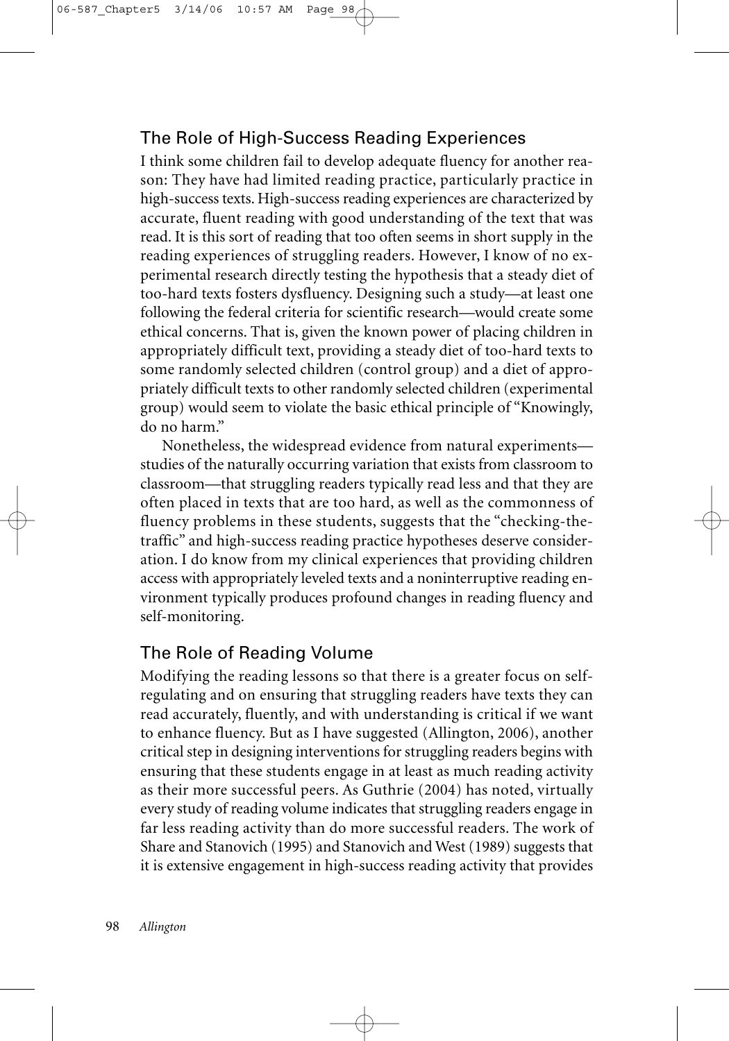## The Role of High-Success Reading Experiences

I think some children fail to develop adequate fluency for another reason: They have had limited reading practice, particularly practice in high-success texts. High-success reading experiences are characterized by accurate, fluent reading with good understanding of the text that was read. It is this sort of reading that too often seems in short supply in the reading experiences of struggling readers. However, I know of no experimental research directly testing the hypothesis that a steady diet of too-hard texts fosters dysfluency. Designing such a study—at least one following the federal criteria for scientific research—would create some ethical concerns. That is, given the known power of placing children in appropriately difficult text, providing a steady diet of too-hard texts to some randomly selected children (control group) and a diet of appropriately difficult texts to other randomly selected children (experimental group) would seem to violate the basic ethical principle of "Knowingly, do no harm."

Nonetheless, the widespread evidence from natural experiments—studies of the naturally occurring variation that exists from classroom to classroom—that struggling readers typically read less and that they are often placed in texts that are too hard, as well as the commonness of fluency problems in these students, suggests that the "checking-the-traffic" and high-success reading practice hypotheses deserve consideration. I do know from my clinical experiences that providing children access with appropriately leveled texts and a noninterruptive reading environment typically produces profound changes in reading fluency and self-monitoring.

## The Role of Reading Volume

Modifying the reading lessons so that there is a greater focus on self-regulating and on ensuring that struggling readers have texts they can read accurately, fluently, and with understanding is critical if we want to enhance fluency. But as I have suggested (Allington, 2006), another critical step in designing interventions for struggling readers begins with ensuring that these students engage in at least as much reading activity as their more successful peers. As Guthrie (2004) has noted, virtually every study of reading volume indicates that struggling readers engage in far less reading activity than do more successful readers. The work of Share and Stanovich (1995) and Stanovich and West (1989) suggests that it is extensive engagement in high-success reading activity that provides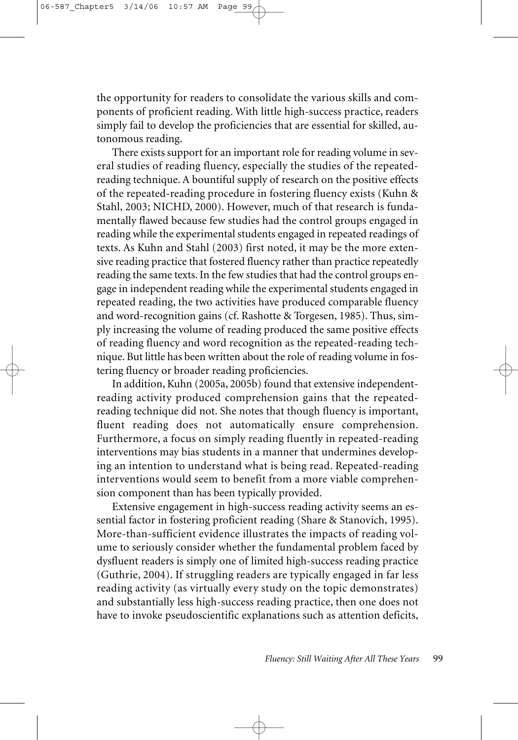the opportunity for readers to consolidate the various skills and components of proficient reading. With little high-success practice, readers simply fail to develop the proficiencies that are essential for skilled, autonomous reading.

There exists support for an important role for reading volume in several studies of reading fluency, especially the studies of the repeated-reading technique. A bountiful supply of research on the positive effects of the repeated-reading procedure in fostering fluency exists (Kuhn & Stahl, 2003; NICHD, 2000). However, much of that research is fundamentally flawed because few studies had the control groups engaged in reading while the experimental students engaged in repeated readings of texts. As Kuhn and Stahl (2003) first noted, it may be the more extensive reading practice that fostered fluency rather than practice repeatedly reading the same texts. In the few studies that had the control groups engage in independent reading while the experimental students engaged in repeated reading, the two activities have produced comparable fluency and word-recognition gains (cf. Rashotte & Torgesen, 1985). Thus, simply increasing the volume of reading produced the same positive effects of reading fluency and word recognition as the repeated-reading technique. But little has been written about the role of reading volume in fostering fluency or broader reading proficiencies.

In addition, Kuhn (2005a, 2005b) found that extensive independent-reading activity produced comprehension gains that the repeated-reading technique did not. She notes that though fluency is important, fluent reading does not automatically ensure comprehension. Furthermore, a focus on simply reading fluently in repeated-reading interventions may bias students in a manner that undermines developing an intention to understand what is being read. Repeated-reading interventions would seem to benefit from a more viable comprehension component than has been typically provided.

Extensive engagement in high-success reading activity seems an essential factor in fostering proficient reading (Share & Stanovich, 1995). More-than-sufficient evidence illustrates the impacts of reading volume to seriously consider whether the fundamental problem faced by dysfluent readers is simply one of limited high-success reading practice (Guthrie, 2004). If struggling readers are typically engaged in far less reading activity (as virtually every study on the topic demonstrates) and substantially less high-success reading practice, then one does not have to invoke pseudoscientific explanations such as attention deficits,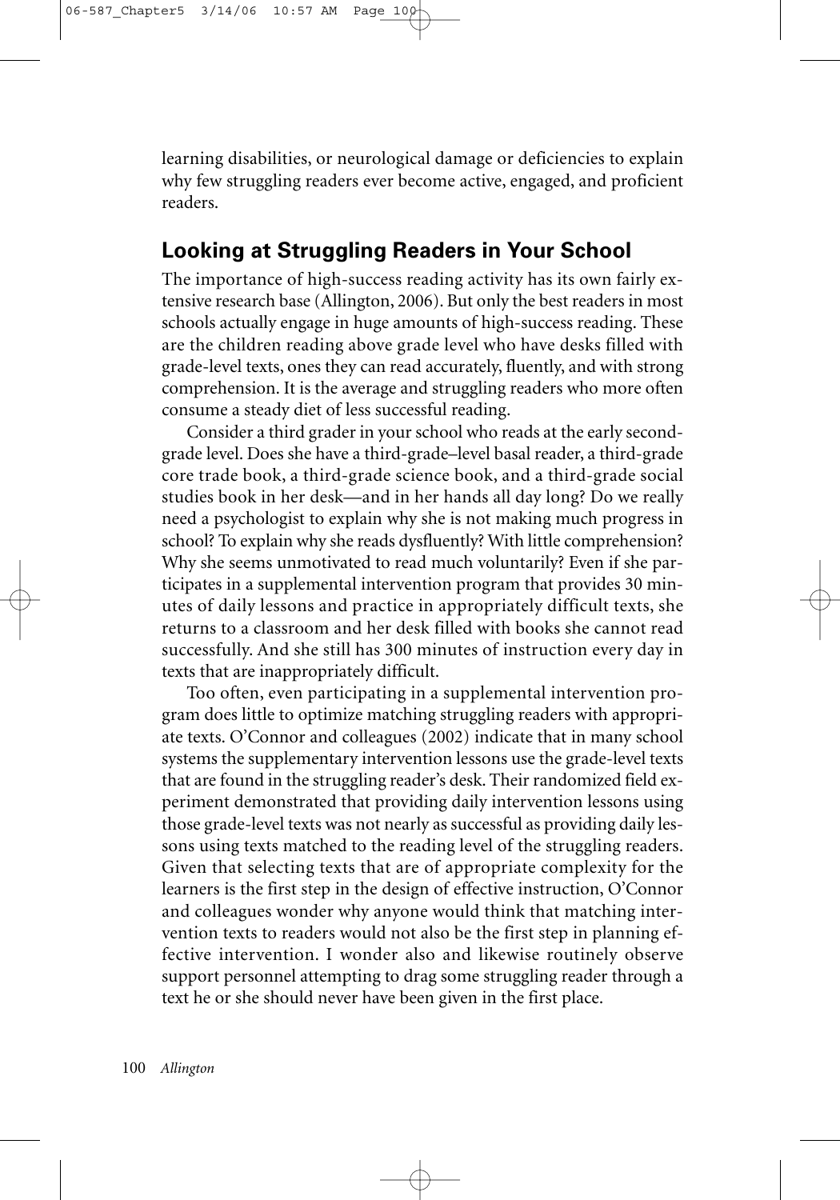learning disabilities, or neurological damage or deficiencies to explain why few struggling readers ever become active, engaged, and proficient readers.

## Looking at Struggling Readers in Your School

The importance of high-success reading activity has its own fairly extensive research base (Allington, 2006). But only the best readers in most schools actually engage in huge amounts of high-success reading. These are the children reading above grade level who have desks filled with grade-level texts, ones they can read accurately, fluently, and with strong comprehension. It is the average and struggling readers who more often consume a steady diet of less successful reading.

Consider a third grader in your school who reads at the early second-grade level. Does she have a third-grade–level basal reader, a third-grade core trade book, a third-grade science book, and a third-grade social studies book in her desk—and in her hands all day long? Do we really need a psychologist to explain why she is not making much progress in school? To explain why she reads dysfluently? With little comprehension? Why she seems unmotivated to read much voluntarily? Even if she participates in a supplemental intervention program that provides 30 minutes of daily lessons and practice in appropriately difficult texts, she returns to a classroom and her desk filled with books she cannot read successfully. And she still has 300 minutes of instruction every day in texts that are inappropriately difficult.

Too often, even participating in a supplemental intervention program does little to optimize matching struggling readers with appropriate texts. O'Connor and colleagues (2002) indicate that in many school systems the supplementary intervention lessons use the grade-level texts that are found in the struggling reader's desk. Their randomized field experiment demonstrated that providing daily intervention lessons using those grade-level texts was not nearly as successful as providing daily lessons using texts matched to the reading level of the struggling readers. Given that selecting texts that are of appropriate complexity for the learners is the first step in the design of effective instruction, O'Connor and colleagues wonder why anyone would think that matching intervention texts to readers would not also be the first step in planning effective intervention. I wonder also and likewise routinely observe support personnel attempting to drag some struggling reader through a text he or she should never have been given in the first place.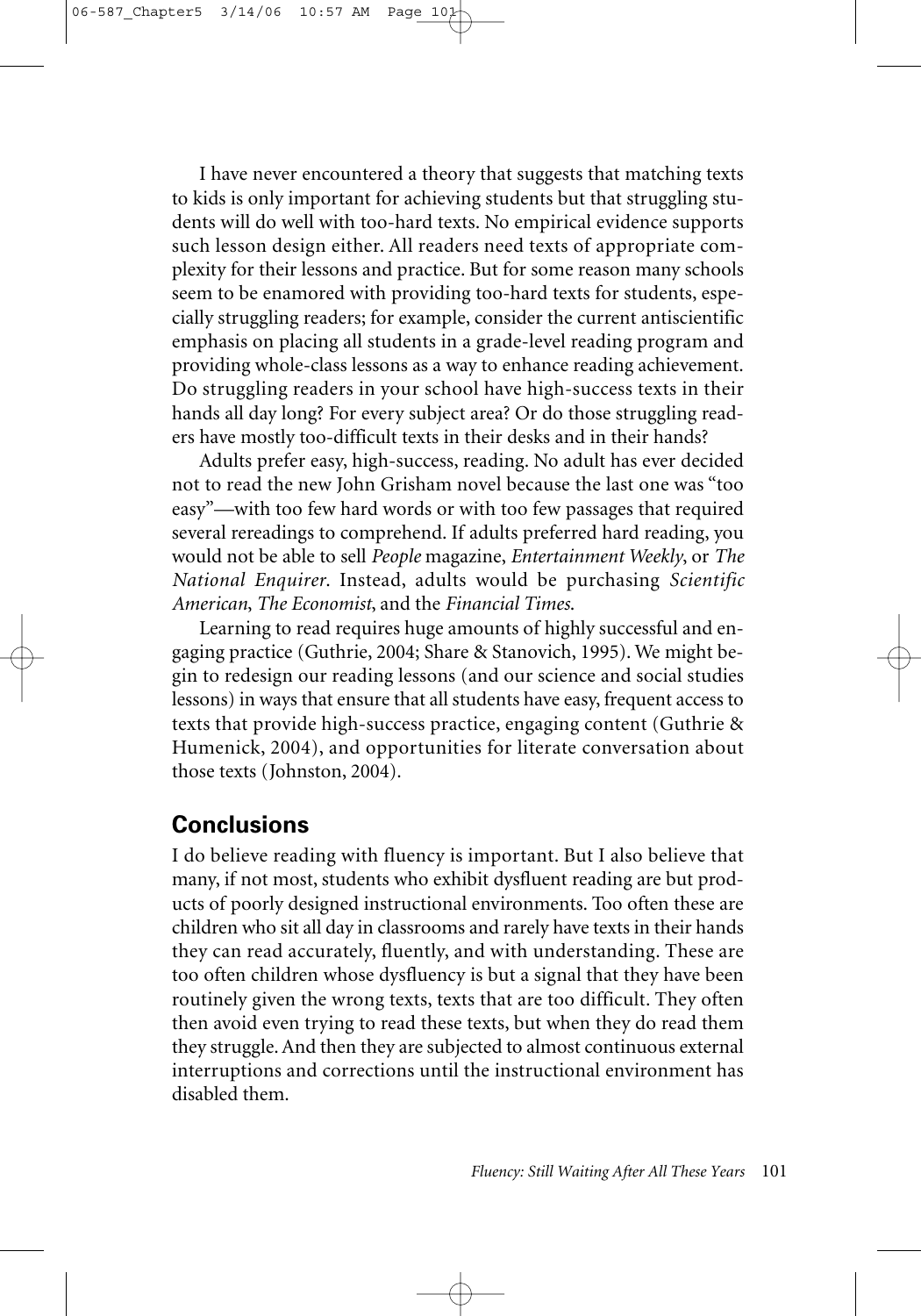I have never encountered a theory that suggests that matching texts to kids is only important for achieving students but that struggling students will do well with too-hard texts. No empirical evidence supports such lesson design either. All readers need texts of appropriate complexity for their lessons and practice. But for some reason many schools seem to be enamored with providing too-hard texts for students, especially struggling readers; for example, consider the current antiscientific emphasis on placing all students in a grade-level reading program and providing whole-class lessons as a way to enhance reading achievement. Do struggling readers in your school have high-success texts in their hands all day long? For every subject area? Or do those struggling readers have mostly too-difficult texts in their desks and in their hands?

Adults prefer easy, high-success, reading. No adult has ever decided not to read the new John Grisham novel because the last one was "too easy"—with too few hard words or with too few passages that required several rereadings to comprehend. If adults preferred hard reading, you would not be able to sell *People* magazine, *Entertainment Weekly*, or *The National Enquirer*. Instead, adults would be purchasing *Scientific American*, *The Economist*, and the *Financial Times*.

Learning to read requires huge amounts of highly successful and engaging practice (Guthrie, 2004; Share & Stanovich, 1995). We might begin to redesign our reading lessons (and our science and social studies lessons) in ways that ensure that all students have easy, frequent access to texts that provide high-success practice, engaging content (Guthrie & Humenick, 2004), and opportunities for literate conversation about those texts (Johnston, 2004).

## Conclusions

I do believe reading with fluency is important. But I also believe that many, if not most, students who exhibit dysfluent reading are but products of poorly designed instructional environments. Too often these are children who sit all day in classrooms and rarely have texts in their hands they can read accurately, fluently, and with understanding. These are too often children whose dysfluency is but a signal that they have been routinely given the wrong texts, texts that are too difficult. They often then avoid even trying to read these texts, but when they do read them they struggle. And then they are subjected to almost continuous external interruptions and corrections until the instructional environment has disabled them.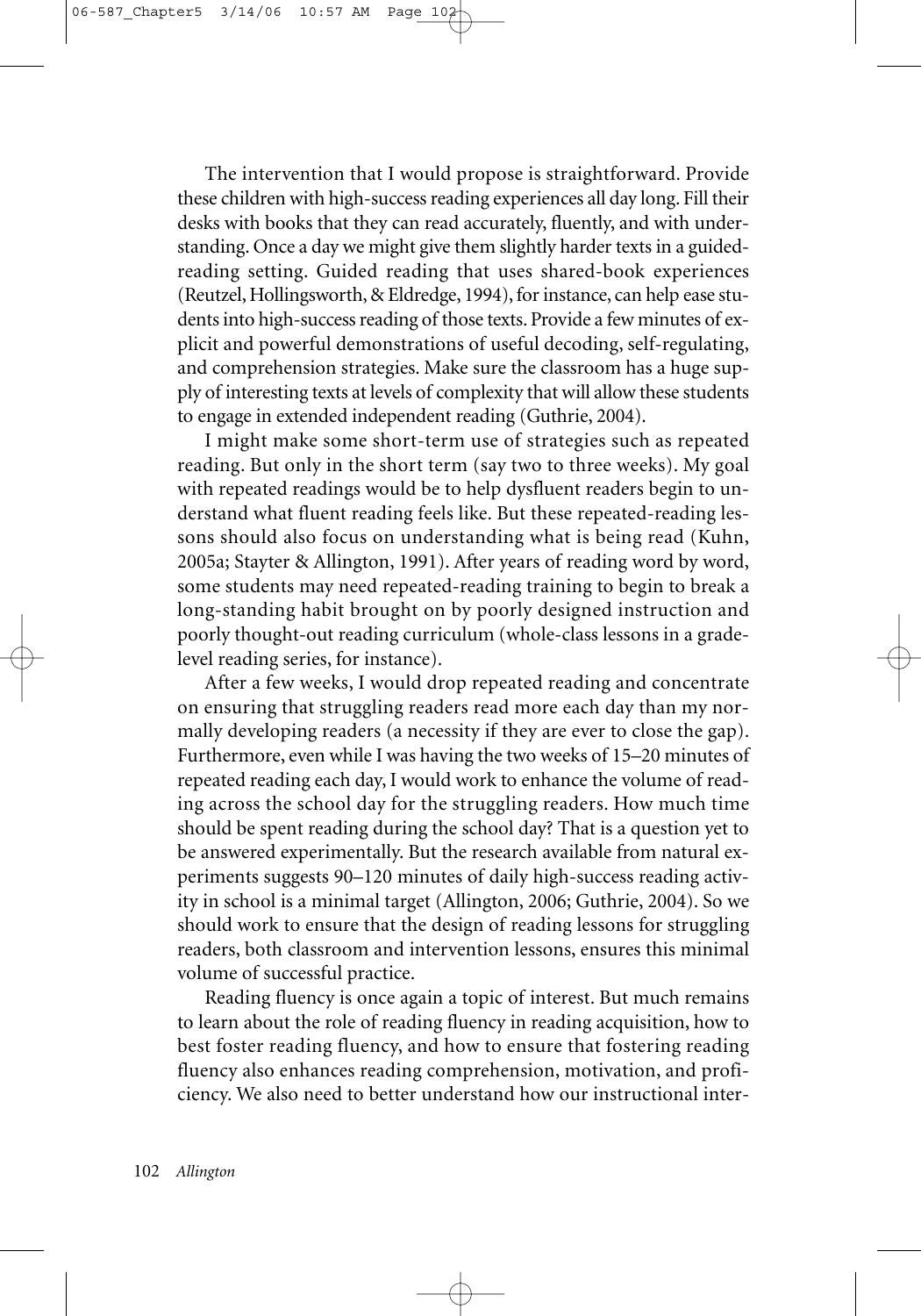The intervention that I would propose is straightforward. Provide these children with high-success reading experiences all day long. Fill their desks with books that they can read accurately, fluently, and with understanding. Once a day we might give them slightly harder texts in a guided-reading setting. Guided reading that uses shared-book experiences (Reutzel, Hollingsworth, & Eldredge, 1994), for instance, can help ease students into high-success reading of those texts. Provide a few minutes of explicit and powerful demonstrations of useful decoding, self-regulating, and comprehension strategies. Make sure the classroom has a huge supply of interesting texts at levels of complexity that will allow these students to engage in extended independent reading (Guthrie, 2004).

I might make some short-term use of strategies such as repeated reading. But only in the short term (say two to three weeks). My goal with repeated readings would be to help dysfluent readers begin to understand what fluent reading feels like. But these repeated-reading lessons should also focus on understanding what is being read (Kuhn, 2005a; Stayter & Allington, 1991). After years of reading word by word, some students may need repeated-reading training to begin to break a long-standing habit brought on by poorly designed instruction and poorly thought-out reading curriculum (whole-class lessons in a grade-level reading series, for instance).

After a few weeks, I would drop repeated reading and concentrate on ensuring that struggling readers read more each day than my normally developing readers (a necessity if they are ever to close the gap). Furthermore, even while I was having the two weeks of 15–20 minutes of repeated reading each day, I would work to enhance the volume of reading across the school day for the struggling readers. How much time should be spent reading during the school day? That is a question yet to be answered experimentally. But the research available from natural experiments suggests 90–120 minutes of daily high-success reading activity in school is a minimal target (Allington, 2006; Guthrie, 2004). So we should work to ensure that the design of reading lessons for struggling readers, both classroom and intervention lessons, ensures this minimal volume of successful practice.

Reading fluency is once again a topic of interest. But much remains to learn about the role of reading fluency in reading acquisition, how to best foster reading fluency, and how to ensure that fostering reading fluency also enhances reading comprehension, motivation, and proficiency. We also need to better understand how our instructional inter-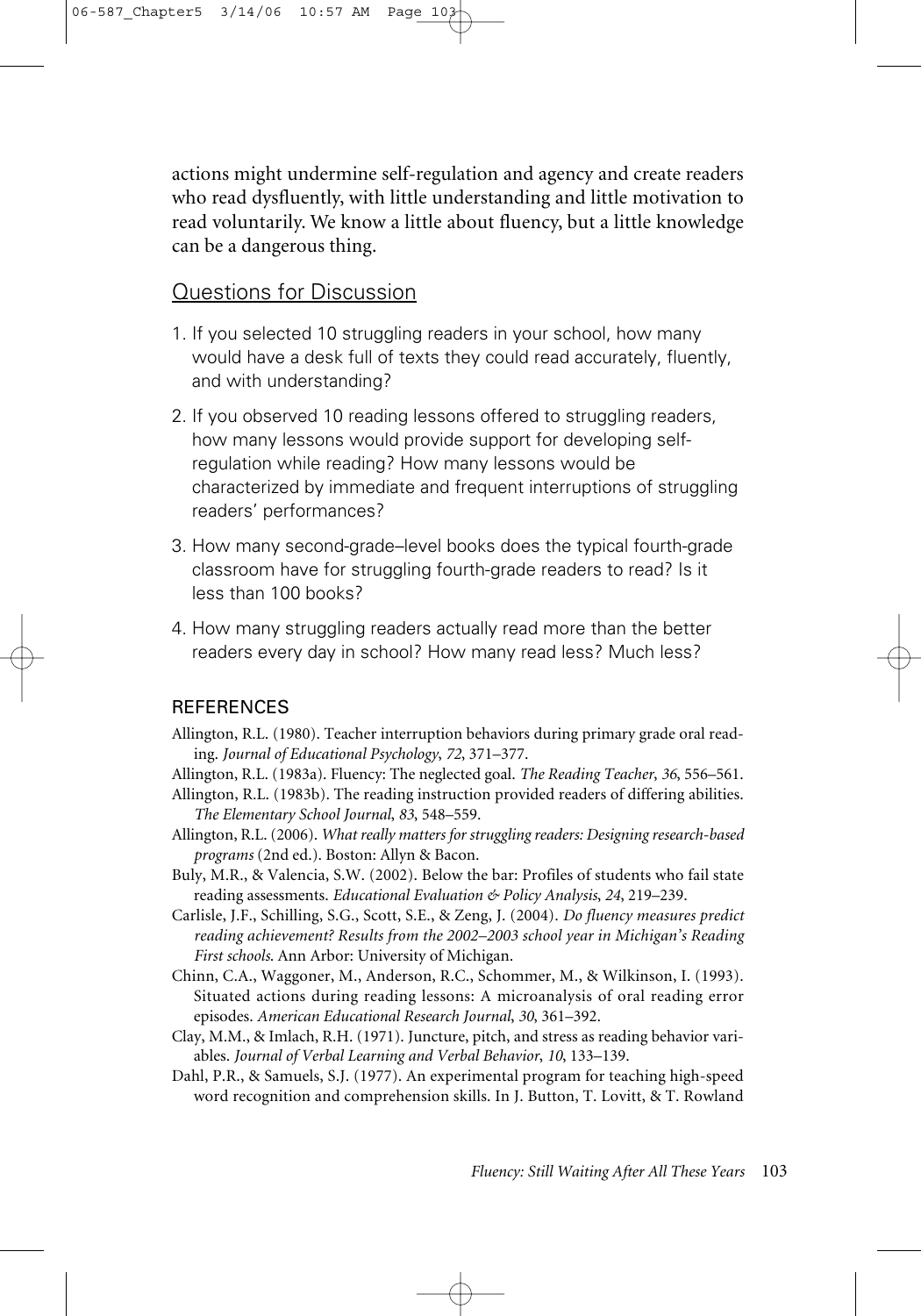actions might undermine self-regulation and agency and create readers who read dysfluently, with little understanding and little motivation to read voluntarily. We know a little about fluency, but a little knowledge can be a dangerous thing.

## Questions for Discussion

1. If you selected 10 struggling readers in your school, how many would have a desk full of texts they could read accurately, fluently, and with understanding?
2. If you observed 10 reading lessons offered to struggling readers, how many lessons would provide support for developing self-regulation while reading? How many lessons would be characterized by immediate and frequent interruptions of struggling readers' performances?
3. How many second-grade–level books does the typical fourth-grade classroom have for struggling fourth-grade readers to read? Is it less than 100 books?
4. How many struggling readers actually read more than the better readers every day in school? How many read less? Much less?

### REFERENCES

Allington, R.L. (1980). Teacher interruption behaviors during primary grade oral reading. *Journal of Educational Psychology*, *72*, 371–377.

Allington, R.L. (1983a). Fluency: The neglected goal. *The Reading Teacher*, *36*, 556–561.

Allington, R.L. (1983b). The reading instruction provided readers of differing abilities. *The Elementary School Journal*, *83*, 548–559.

Allington, R.L. (2006). *What really matters for struggling readers: Designing research-based programs* (2nd ed.). Boston: Allyn & Bacon.

Buly, M.R., & Valencia, S.W. (2002). Below the bar: Profiles of students who fail state reading assessments. *Educational Evaluation & Policy Analysis*, *24*, 219–239.

Carlisle, J.F., Schilling, S.G., Scott, S.E., & Zeng, J. (2004). *Do fluency measures predict reading achievement? Results from the 2002–2003 school year in Michigan's Reading First schools.* Ann Arbor: University of Michigan.

Chinn, C.A., Waggoner, M., Anderson, R.C., Schommer, M., & Wilkinson, I. (1993). Situated actions during reading lessons: A microanalysis of oral reading error episodes. *American Educational Research Journal*, *30*, 361–392.

Clay, M.M., & Imlach, R.H. (1971). Juncture, pitch, and stress as reading behavior variables. *Journal of Verbal Learning and Verbal Behavior*, *10*, 133–139.

Dahl, P.R., & Samuels, S.J. (1977). An experimental program for teaching high-speed word recognition and comprehension skills. In J. Button, T. Lovitt, & T. Rowland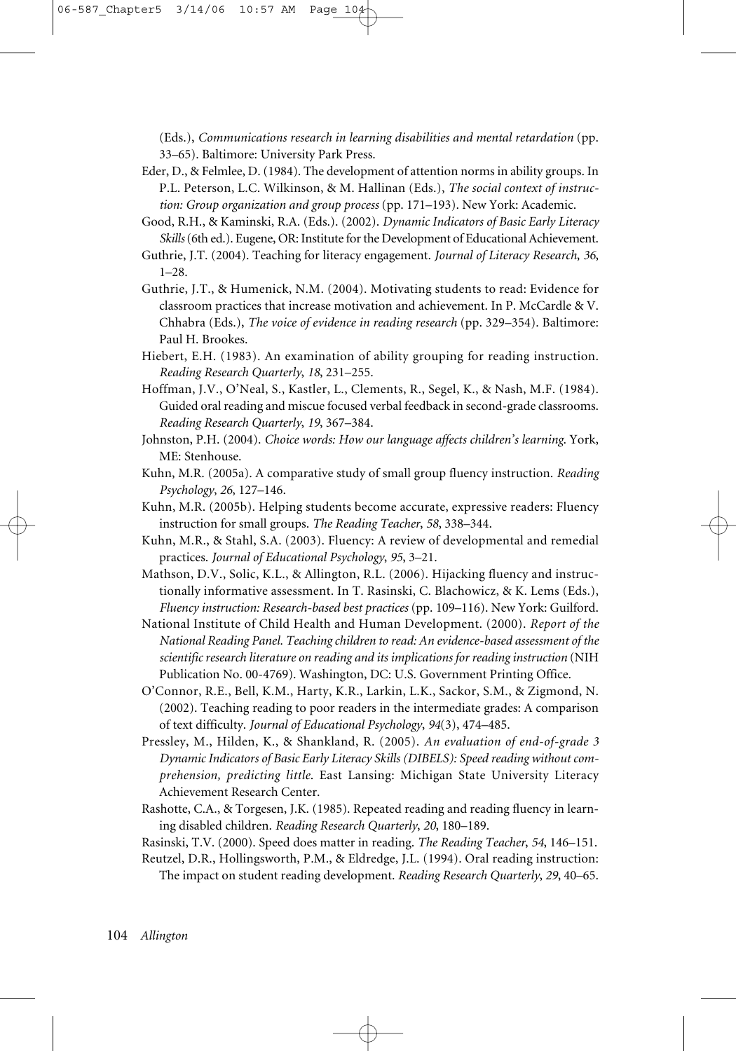(Eds.), *Communications research in learning disabilities and mental retardation* (pp. 33–65). Baltimore: University Park Press.

Eder, D., & Felmlee, D. (1984). The development of attention norms in ability groups. In P.L. Peterson, L.C. Wilkinson, & M. Hallinan (Eds.), *The social context of instruction: Group organization and group process* (pp. 171–193). New York: Academic.

Good, R.H., & Kaminski, R.A. (Eds.). (2002). *Dynamic Indicators of Basic Early Literacy Skills* (6th ed.). Eugene, OR: Institute for the Development of Educational Achievement.

Guthrie, J.T. (2004). Teaching for literacy engagement. *Journal of Literacy Research*, *36*, 1–28.

Guthrie, J.T., & Humenick, N.M. (2004). Motivating students to read: Evidence for classroom practices that increase motivation and achievement. In P. McCardle & V. Chhabra (Eds.), *The voice of evidence in reading research* (pp. 329–354). Baltimore: Paul H. Brookes.

Hiebert, E.H. (1983). An examination of ability grouping for reading instruction. *Reading Research Quarterly*, *18*, 231–255.

Hoffman, J.V., O'Neal, S., Kastler, L., Clements, R., Segel, K., & Nash, M.F. (1984). Guided oral reading and miscue focused verbal feedback in second-grade classrooms. *Reading Research Quarterly*, *19*, 367–384.

Johnston, P.H. (2004). *Choice words: How our language affects children's learning*. York, ME: Stenhouse.

Kuhn, M.R. (2005a). A comparative study of small group fluency instruction. *Reading Psychology*, *26*, 127–146.

Kuhn, M.R. (2005b). Helping students become accurate, expressive readers: Fluency instruction for small groups. *The Reading Teacher*, *58*, 338–344.

Kuhn, M.R., & Stahl, S.A. (2003). Fluency: A review of developmental and remedial practices. *Journal of Educational Psychology*, *95*, 3–21.

Mathson, D.V., Solic, K.L., & Allington, R.L. (2006). Hijacking fluency and instructionally informative assessment. In T. Rasinski, C. Blachowicz, & K. Lems (Eds.), *Fluency instruction: Research-based best practices* (pp. 109–116). New York: Guilford.

National Institute of Child Health and Human Development. (2000). *Report of the National Reading Panel. Teaching children to read: An evidence-based assessment of the scientific research literature on reading and its implications for reading instruction* (NIH Publication No. 00-4769). Washington, DC: U.S. Government Printing Office.

O'Connor, R.E., Bell, K.M., Harty, K.R., Larkin, L.K., Sackor, S.M., & Zigmond, N. (2002). Teaching reading to poor readers in the intermediate grades: A comparison of text difficulty. *Journal of Educational Psychology*, *94*(3), 474–485.

Pressley, M., Hilden, K., & Shankland, R. (2005). *An evaluation of end-of-grade 3 Dynamic Indicators of Basic Early Literacy Skills (DIBELS): Speed reading without comprehension, predicting little*. East Lansing: Michigan State University Literacy Achievement Research Center.

Rashotte, C.A., & Torgesen, J.K. (1985). Repeated reading and reading fluency in learning disabled children. *Reading Research Quarterly*, *20*, 180–189.

Rasinski, T.V. (2000). Speed does matter in reading. *The Reading Teacher*, *54*, 146–151.

Reutzel, D.R., Hollingsworth, P.M., & Eldredge, J.L. (1994). Oral reading instruction: The impact on student reading development. *Reading Research Quarterly*, *29*, 40–65.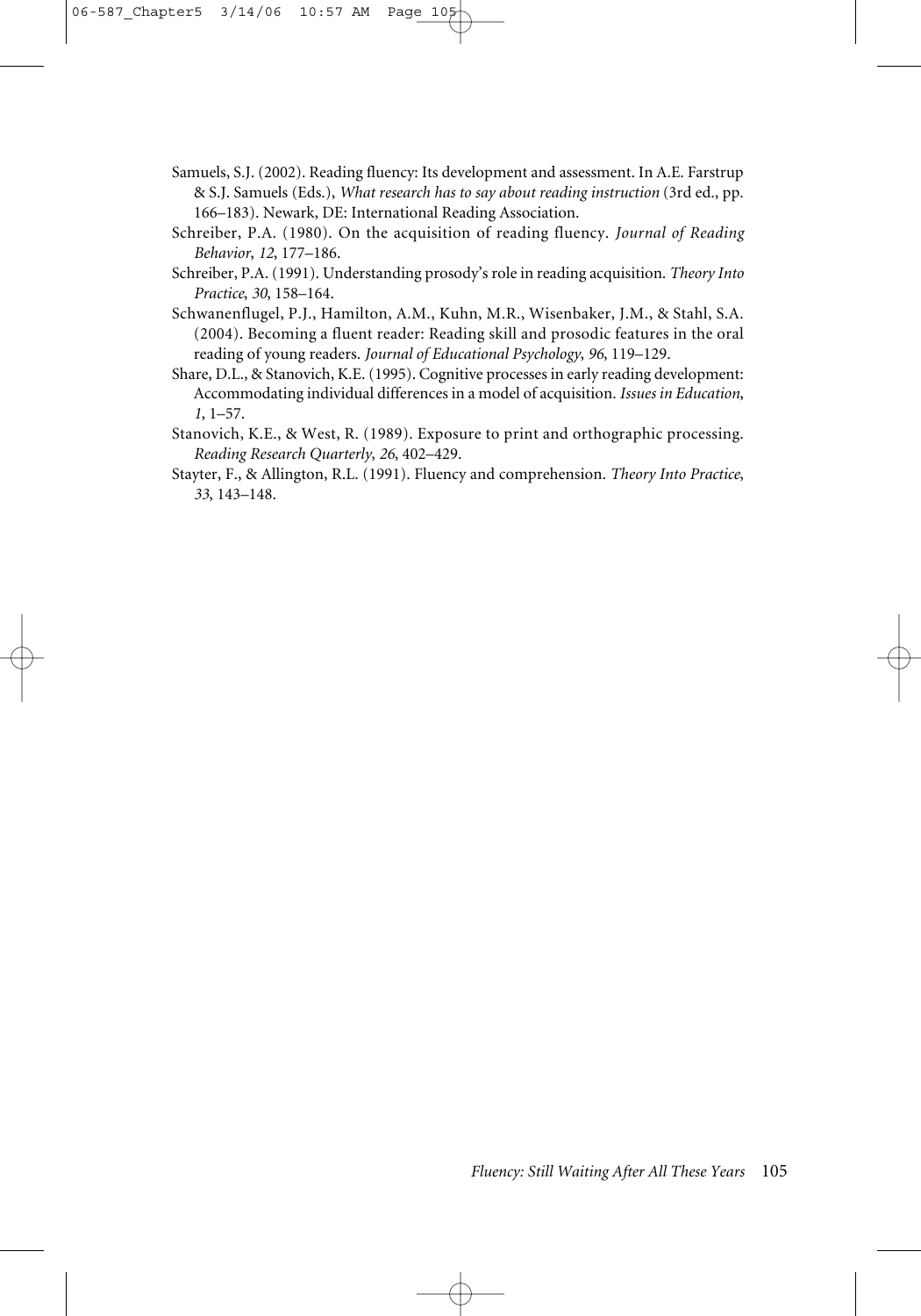Samuels, S.J. (2002). Reading fluency: Its development and assessment. In A.E. Farstrup & S.J. Samuels (Eds.), *What research has to say about reading instruction* (3rd ed., pp. 166–183). Newark, DE: International Reading Association.

Schreiber, P.A. (1980). On the acquisition of reading fluency. *Journal of Reading Behavior*, *12*, 177–186.

Schreiber, P.A. (1991). Understanding prosody's role in reading acquisition. *Theory Into Practice*, *30*, 158–164.

Schwanenflugel, P.J., Hamilton, A.M., Kuhn, M.R., Wisenbaker, J.M., & Stahl, S.A. (2004). Becoming a fluent reader: Reading skill and prosodic features in the oral reading of young readers. *Journal of Educational Psychology*, *96*, 119–129.

Share, D.L., & Stanovich, K.E. (1995). Cognitive processes in early reading development: Accommodating individual differences in a model of acquisition. *Issues in Education*, *1*, 1–57.

Stanovich, K.E., & West, R. (1989). Exposure to print and orthographic processing. *Reading Research Quarterly*, *26*, 402–429.

Stayter, F., & Allington, R.L. (1991). Fluency and comprehension. *Theory Into Practice*, *33*, 143–148.